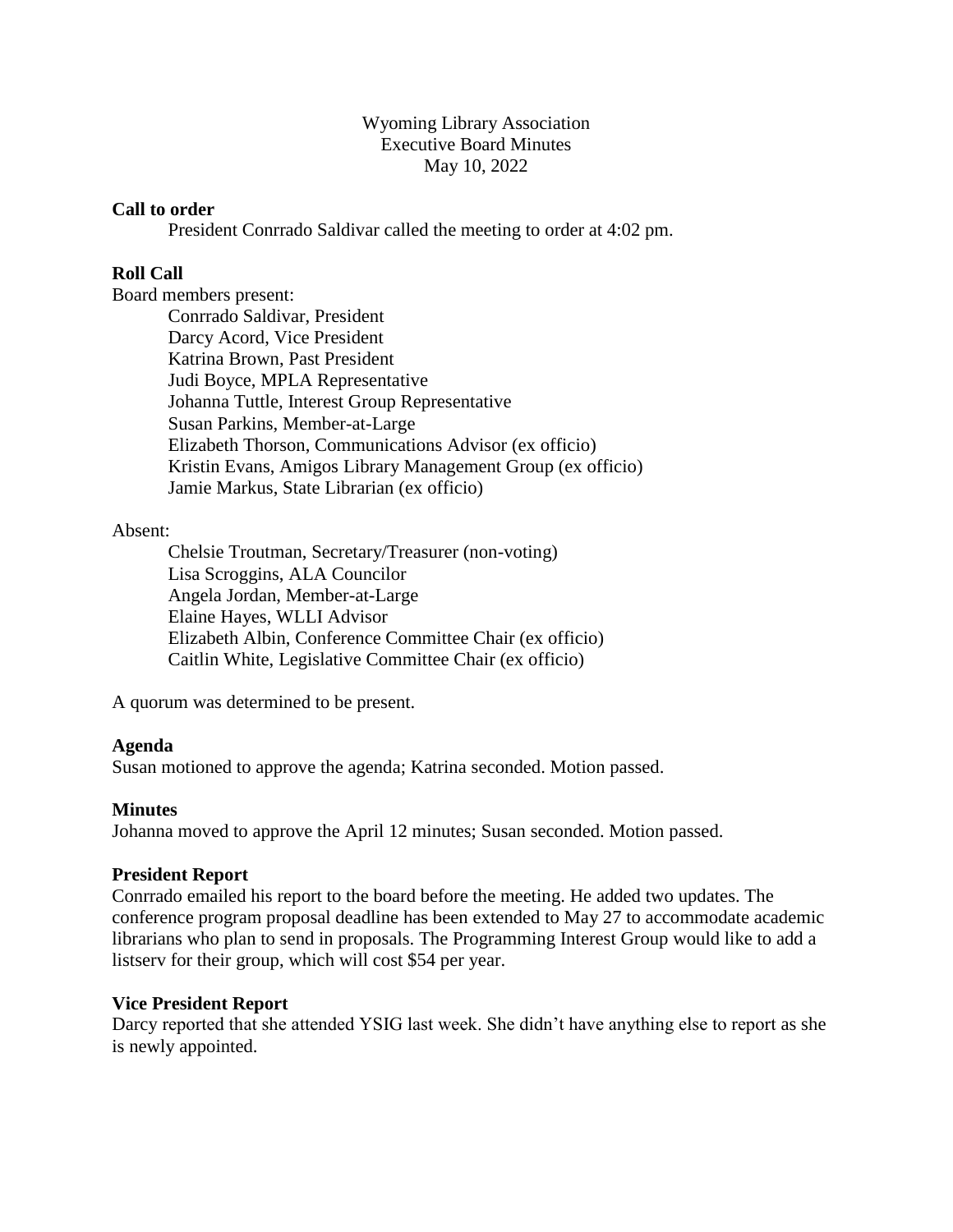# Wyoming Library Association
## Executive Board Minutes
May 10, 2022

**Call to order**

President Conrrado Saldivar called the meeting to order at 4:02 pm.

**Roll Call**

Board members present:

- Conrrado Saldivar, President
- Darcy Acord, Vice President
- Katrina Brown, Past President
- Judi Boyce, MPLA Representative
- Johanna Tuttle, Interest Group Representative
- Susan Parkins, Member-at-Large
- Elizabeth Thorson, Communications Advisor (ex officio)
- Kristin Evans, Amigos Library Management Group (ex officio)
- Jamie Markus, State Librarian (ex officio)

Absent:

- Chelsie Troutman, Secretary/Treasurer (non-voting)
- Lisa Scroggins, ALA Councilor
- Angela Jordan, Member-at-Large
- Elaine Hayes, WLLI Advisor
- Elizabeth Albin, Conference Committee Chair (ex officio)
- Caitlin White, Legislative Committee Chair (ex officio)

A quorum was determined to be present.

**Agenda**

Susan motioned to approve the agenda; Katrina seconded. Motion passed.

**Minutes**

Johanna moved to approve the April 12 minutes; Susan seconded. Motion passed.

**President Report**

Conrrado emailed his report to the board before the meeting. He added two updates. The conference program proposal deadline has been extended to May 27 to accommodate academic librarians who plan to send in proposals. The Programming Interest Group would like to add a listserv for their group, which will cost $54 per year.

**Vice President Report**

Darcy reported that she attended YSIG last week. She didn't have anything else to report as she is newly appointed.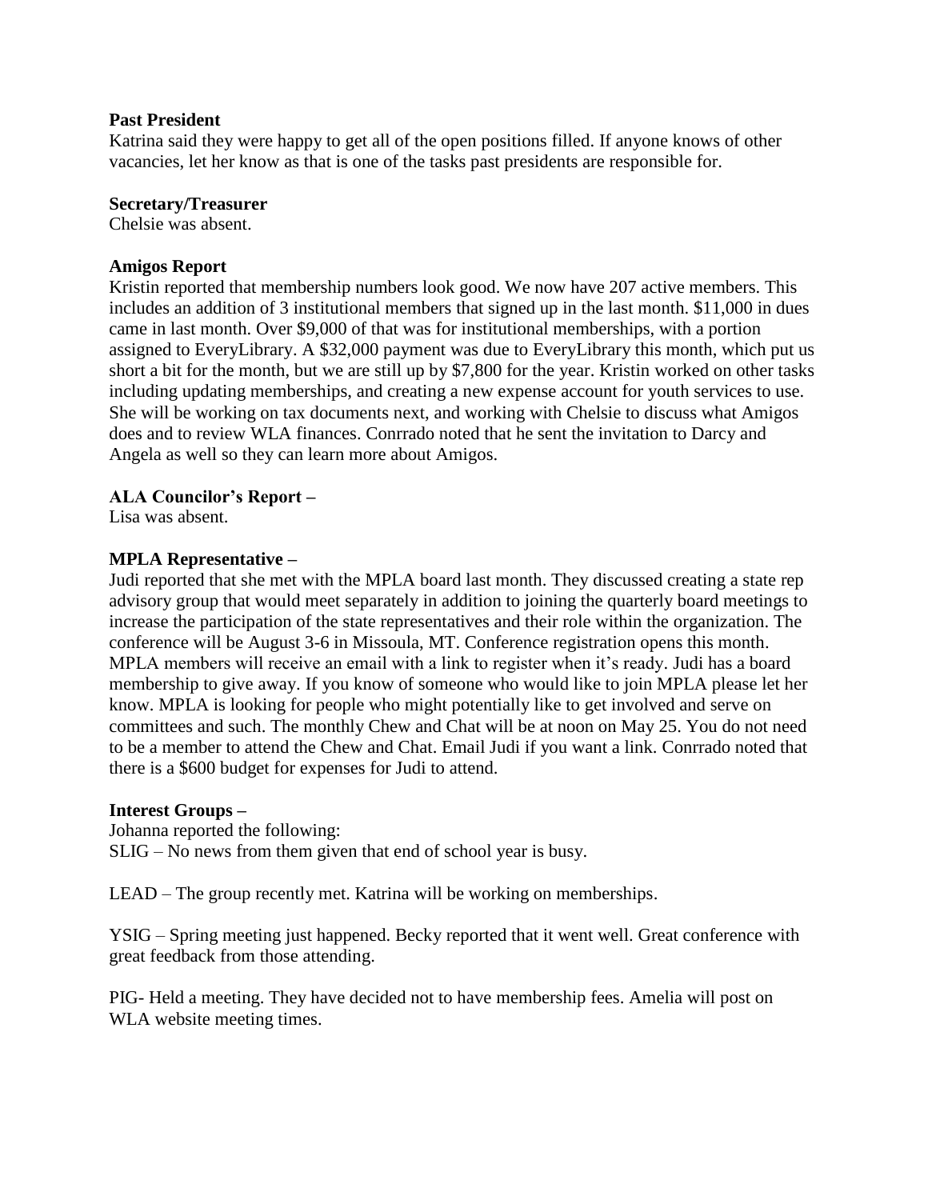**Past President**

Katrina said they were happy to get all of the open positions filled. If anyone knows of other vacancies, let her know as that is one of the tasks past presidents are responsible for.

**Secretary/Treasurer**

Chelsie was absent.

**Amigos Report**

Kristin reported that membership numbers look good. We now have 207 active members. This includes an addition of 3 institutional members that signed up in the last month. $11,000 in dues came in last month. Over $9,000 of that was for institutional memberships, with a portion assigned to EveryLibrary. A $32,000 payment was due to EveryLibrary this month, which put us short a bit for the month, but we are still up by $7,800 for the year. Kristin worked on other tasks including updating memberships, and creating a new expense account for youth services to use. She will be working on tax documents next, and working with Chelsie to discuss what Amigos does and to review WLA finances. Conrrado noted that he sent the invitation to Darcy and Angela as well so they can learn more about Amigos.

**ALA Councilor's Report –**

Lisa was absent.

**MPLA Representative –**

Judi reported that she met with the MPLA board last month. They discussed creating a state rep advisory group that would meet separately in addition to joining the quarterly board meetings to increase the participation of the state representatives and their role within the organization. The conference will be August 3-6 in Missoula, MT. Conference registration opens this month. MPLA members will receive an email with a link to register when it's ready. Judi has a board membership to give away. If you know of someone who would like to join MPLA please let her know. MPLA is looking for people who might potentially like to get involved and serve on committees and such. The monthly Chew and Chat will be at noon on May 25. You do not need to be a member to attend the Chew and Chat. Email Judi if you want a link. Conrrado noted that there is a $600 budget for expenses for Judi to attend.

**Interest Groups –**

Johanna reported the following:
SLIG – No news from them given that end of school year is busy.

LEAD – The group recently met. Katrina will be working on memberships.

YSIG – Spring meeting just happened. Becky reported that it went well. Great conference with great feedback from those attending.

PIG- Held a meeting. They have decided not to have membership fees. Amelia will post on WLA website meeting times.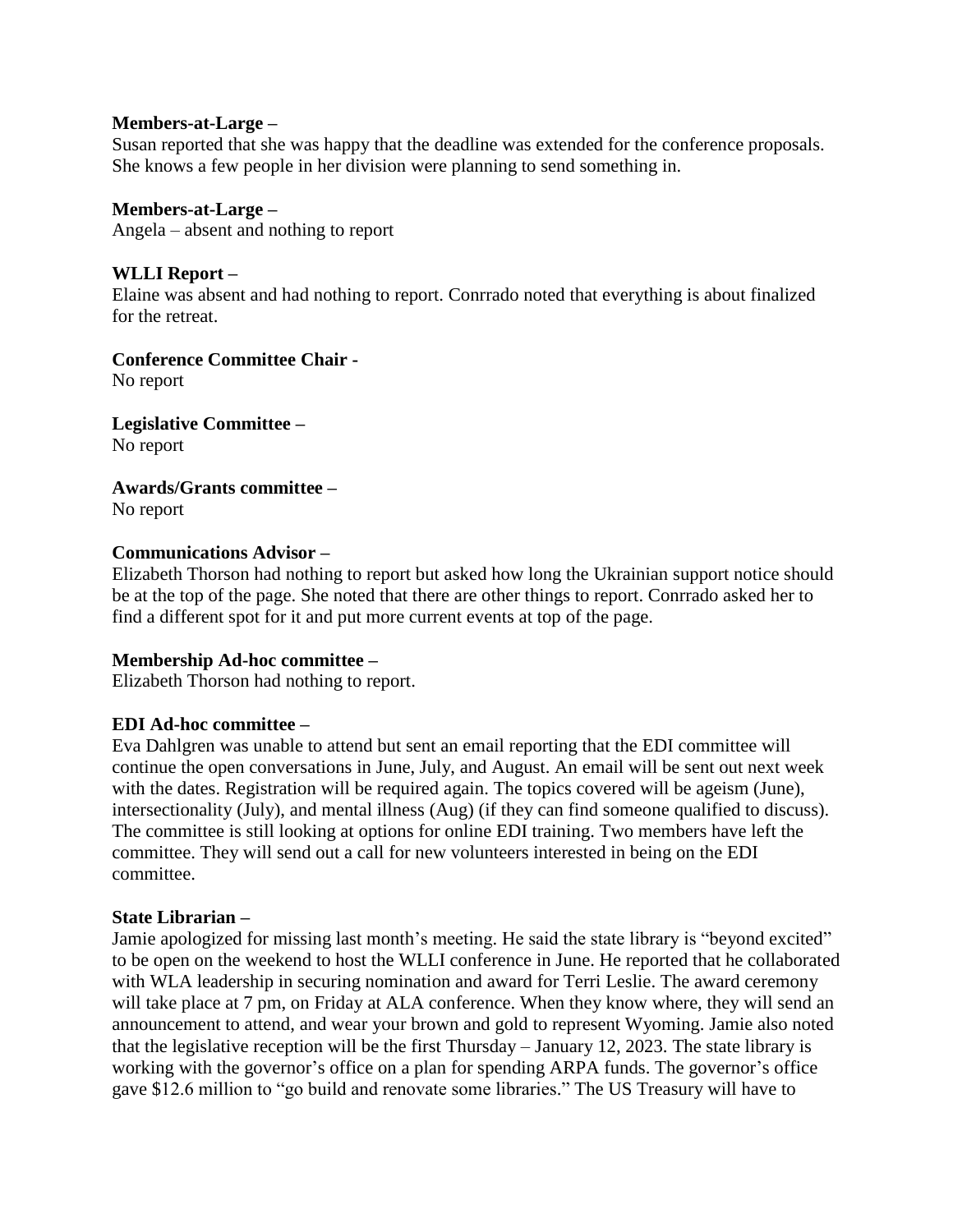**Members-at-Large –**
Susan reported that she was happy that the deadline was extended for the conference proposals. She knows a few people in her division were planning to send something in.

**Members-at-Large –**
Angela – absent and nothing to report

**WLLI Report –**
Elaine was absent and had nothing to report. Conrrado noted that everything is about finalized for the retreat.

**Conference Committee Chair -**
No report

**Legislative Committee –**
No report

**Awards/Grants committee –**
No report

**Communications Advisor –**
Elizabeth Thorson had nothing to report but asked how long the Ukrainian support notice should be at the top of the page. She noted that there are other things to report. Conrrado asked her to find a different spot for it and put more current events at top of the page.

**Membership Ad-hoc committee –**
Elizabeth Thorson had nothing to report.

**EDI Ad-hoc committee –**
Eva Dahlgren was unable to attend but sent an email reporting that the EDI committee will continue the open conversations in June, July, and August. An email will be sent out next week with the dates. Registration will be required again. The topics covered will be ageism (June), intersectionality (July), and mental illness (Aug) (if they can find someone qualified to discuss). The committee is still looking at options for online EDI training. Two members have left the committee. They will send out a call for new volunteers interested in being on the EDI committee.

**State Librarian –**
Jamie apologized for missing last month's meeting. He said the state library is "beyond excited" to be open on the weekend to host the WLLI conference in June. He reported that he collaborated with WLA leadership in securing nomination and award for Terri Leslie. The award ceremony will take place at 7 pm, on Friday at ALA conference. When they know where, they will send an announcement to attend, and wear your brown and gold to represent Wyoming. Jamie also noted that the legislative reception will be the first Thursday – January 12, 2023. The state library is working with the governor's office on a plan for spending ARPA funds. The governor's office gave $12.6 million to "go build and renovate some libraries." The US Treasury will have to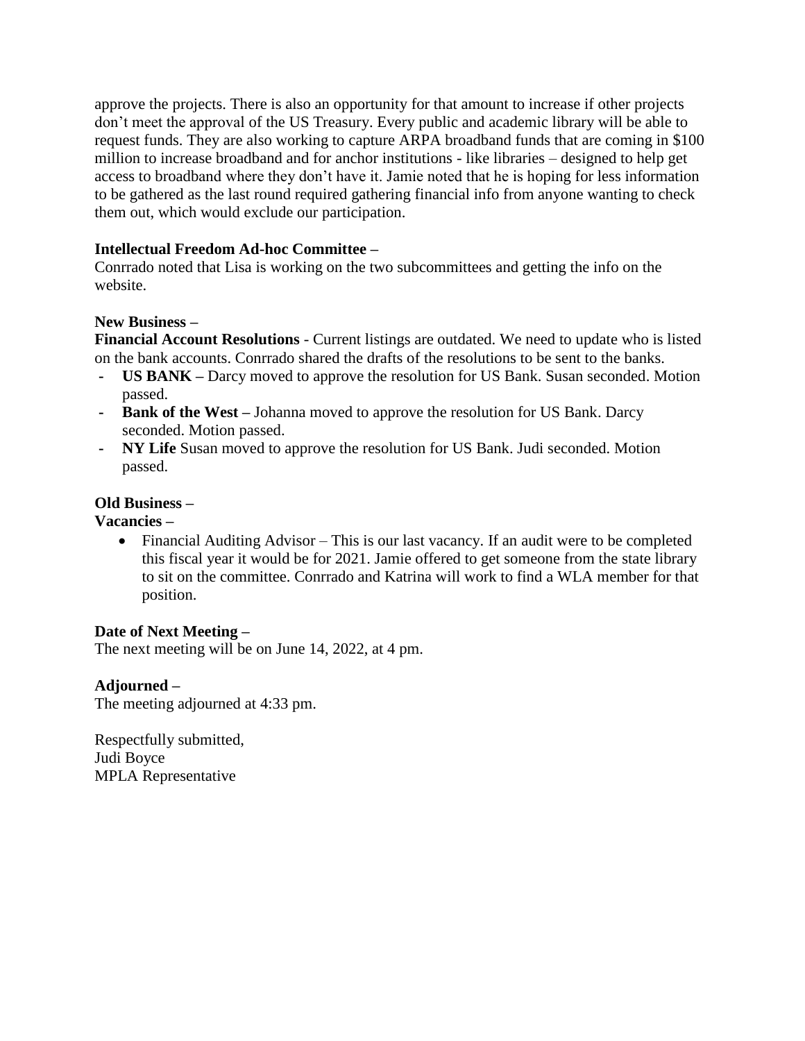approve the projects. There is also an opportunity for that amount to increase if other projects don't meet the approval of the US Treasury. Every public and academic library will be able to request funds. They are also working to capture ARPA broadband funds that are coming in $100 million to increase broadband and for anchor institutions - like libraries – designed to help get access to broadband where they don't have it. Jamie noted that he is hoping for less information to be gathered as the last round required gathering financial info from anyone wanting to check them out, which would exclude our participation.

**Intellectual Freedom Ad-hoc Committee –**
Conrrado noted that Lisa is working on the two subcommittees and getting the info on the website.

**New Business –**
**Financial Account Resolutions** - Current listings are outdated. We need to update who is listed on the bank accounts. Conrrado shared the drafts of the resolutions to be sent to the banks.

- **US BANK –** Darcy moved to approve the resolution for US Bank. Susan seconded. Motion passed.
- **Bank of the West –** Johanna moved to approve the resolution for US Bank. Darcy seconded. Motion passed.
- **NY Life** Susan moved to approve the resolution for US Bank. Judi seconded. Motion passed.

**Old Business –**
**Vacancies –**

- Financial Auditing Advisor – This is our last vacancy. If an audit were to be completed this fiscal year it would be for 2021. Jamie offered to get someone from the state library to sit on the committee. Conrrado and Katrina will work to find a WLA member for that position.

**Date of Next Meeting –**
The next meeting will be on June 14, 2022, at 4 pm.

**Adjourned –**
The meeting adjourned at 4:33 pm.

Respectfully submitted,
Judi Boyce
MPLA Representative